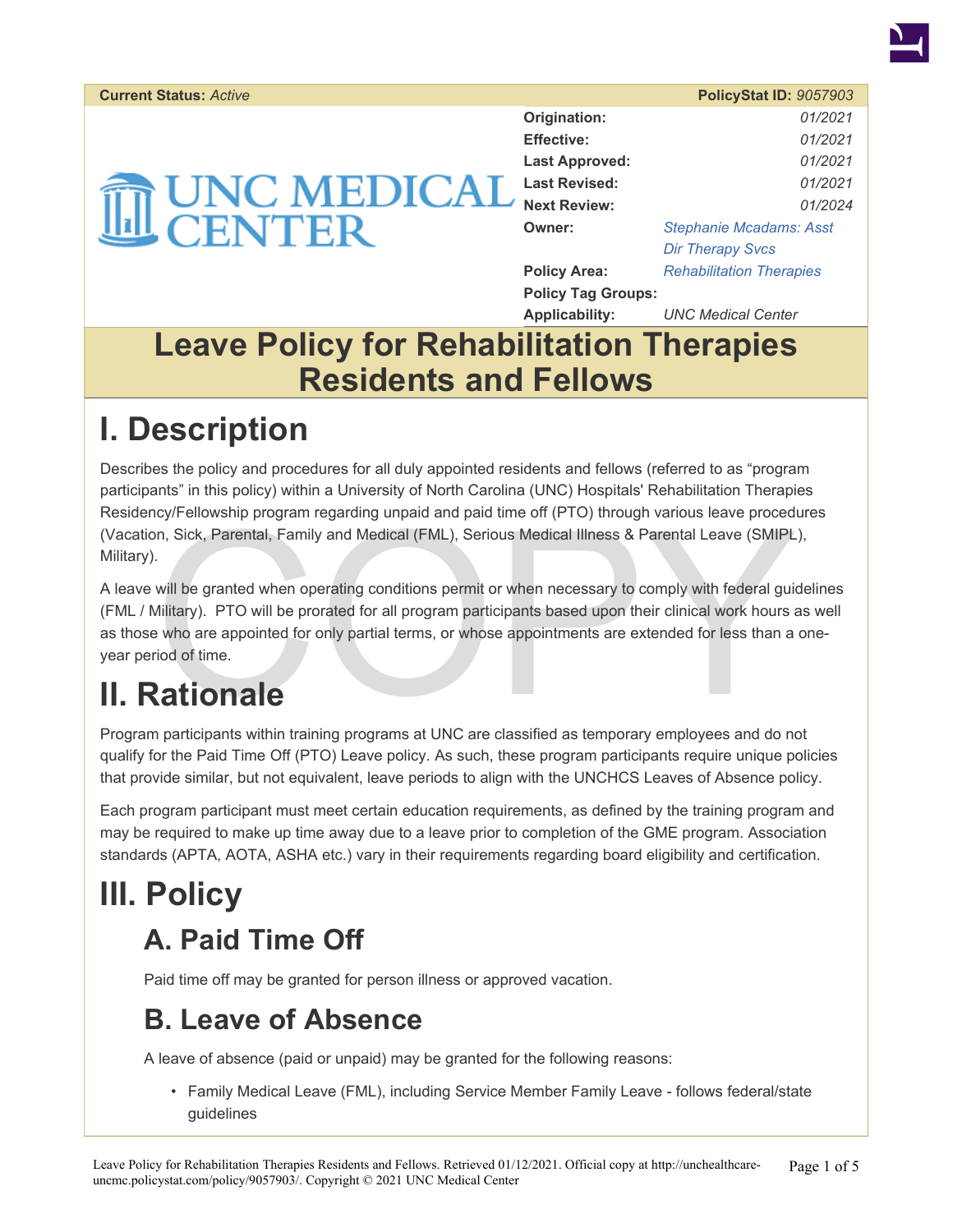| **Current Status:** *Active* | **PolicyStat ID:** *9057903* |
| --- | --- |
| **Origination:** | *01/2021* |
| **Effective:** | *01/2021* |
| **Last Approved:** | *01/2021* |
| **Last Revised:** | *01/2021* |
| **Next Review:** | *01/2024* |
| **Owner:** | *Stephanie Mcadams: Asst Dir Therapy Svcs* |
| **Policy Area:** | *Rehabilitation Therapies* |
| **Policy Tag Groups:** | |
| **Applicability:** | *UNC Medical Center* |

# Leave Policy for Rehabilitation Therapies Residents and Fellows

# I. Description

Describes the policy and procedures for all duly appointed residents and fellows (referred to as "program participants" in this policy) within a University of North Carolina (UNC) Hospitals' Rehabilitation Therapies Residency/Fellowship program regarding unpaid and paid time off (PTO) through various leave procedures (Vacation, Sick, Parental, Family and Medical (FML), Serious Medical Illness & Parental Leave (SMIPL), Military).

A leave will be granted when operating conditions permit or when necessary to comply with federal guidelines (FML / Military). PTO will be prorated for all program participants based upon their clinical work hours as well as those who are appointed for only partial terms, or whose appointments are extended for less than a one-year period of time.

# II. Rationale

Program participants within training programs at UNC are classified as temporary employees and do not qualify for the Paid Time Off (PTO) Leave policy. As such, these program participants require unique policies that provide similar, but not equivalent, leave periods to align with the UNCHCS Leaves of Absence policy.

Each program participant must meet certain education requirements, as defined by the training program and may be required to make up time away due to a leave prior to completion of the GME program. Association standards (APTA, AOTA, ASHA etc.) vary in their requirements regarding board eligibility and certification.

# III. Policy

## A. Paid Time Off

Paid time off may be granted for person illness or approved vacation.

## B. Leave of Absence

A leave of absence (paid or unpaid) may be granted for the following reasons:

- Family Medical Leave (FML), including Service Member Family Leave - follows federal/state guidelines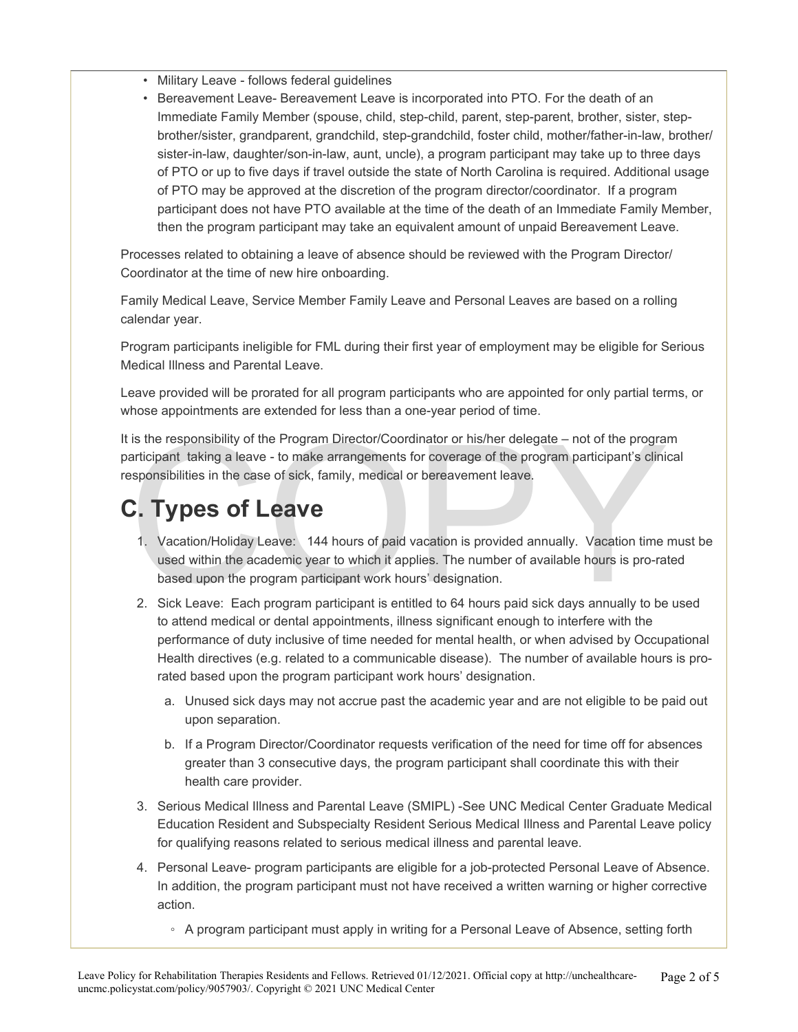- Military Leave - follows federal guidelines
- Bereavement Leave- Bereavement Leave is incorporated into PTO. For the death of an Immediate Family Member (spouse, child, step-child, parent, step-parent, brother, sister, step-brother/sister, grandparent, grandchild, step-grandchild, foster child, mother/father-in-law, brother/sister-in-law, daughter/son-in-law, aunt, uncle), a program participant may take up to three days of PTO or up to five days if travel outside the state of North Carolina is required. Additional usage of PTO may be approved at the discretion of the program director/coordinator. If a program participant does not have PTO available at the time of the death of an Immediate Family Member, then the program participant may take an equivalent amount of unpaid Bereavement Leave.

Processes related to obtaining a leave of absence should be reviewed with the Program Director/Coordinator at the time of new hire onboarding.

Family Medical Leave, Service Member Family Leave and Personal Leaves are based on a rolling calendar year.

Program participants ineligible for FML during their first year of employment may be eligible for Serious Medical Illness and Parental Leave.

Leave provided will be prorated for all program participants who are appointed for only partial terms, or whose appointments are extended for less than a one-year period of time.

It is the responsibility of the Program Director/Coordinator or his/her delegate – not of the program participant taking a leave - to make arrangements for coverage of the program participant's clinical responsibilities in the case of sick, family, medical or bereavement leave.

## C. Types of Leave

1. Vacation/Holiday Leave: 144 hours of paid vacation is provided annually. Vacation time must be used within the academic year to which it applies. The number of available hours is pro-rated based upon the program participant work hours' designation.
2. Sick Leave: Each program participant is entitled to 64 hours paid sick days annually to be used to attend medical or dental appointments, illness significant enough to interfere with the performance of duty inclusive of time needed for mental health, or when advised by Occupational Health directives (e.g. related to a communicable disease). The number of available hours is pro-rated based upon the program participant work hours' designation.
   a. Unused sick days may not accrue past the academic year and are not eligible to be paid out upon separation.
   b. If a Program Director/Coordinator requests verification of the need for time off for absences greater than 3 consecutive days, the program participant shall coordinate this with their health care provider.
3. Serious Medical Illness and Parental Leave (SMIPL) -See UNC Medical Center Graduate Medical Education Resident and Subspecialty Resident Serious Medical Illness and Parental Leave policy for qualifying reasons related to serious medical illness and parental leave.
4. Personal Leave- program participants are eligible for a job-protected Personal Leave of Absence. In addition, the program participant must not have received a written warning or higher corrective action.
   - A program participant must apply in writing for a Personal Leave of Absence, setting forth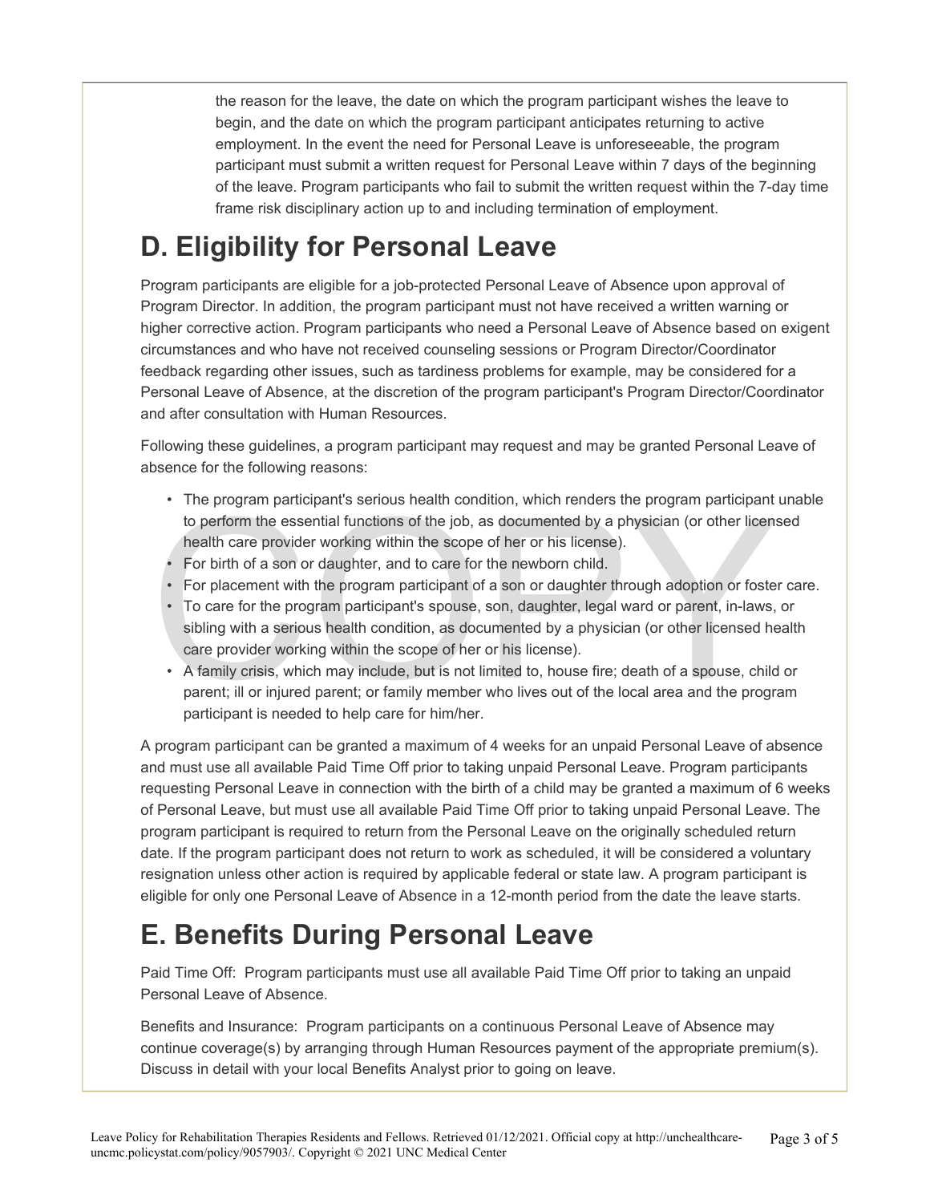the reason for the leave, the date on which the program participant wishes the leave to begin, and the date on which the program participant anticipates returning to active employment. In the event the need for Personal Leave is unforeseeable, the program participant must submit a written request for Personal Leave within 7 days of the beginning of the leave. Program participants who fail to submit the written request within the 7-day time frame risk disciplinary action up to and including termination of employment.

## D. Eligibility for Personal Leave

Program participants are eligible for a job-protected Personal Leave of Absence upon approval of Program Director. In addition, the program participant must not have received a written warning or higher corrective action. Program participants who need a Personal Leave of Absence based on exigent circumstances and who have not received counseling sessions or Program Director/Coordinator feedback regarding other issues, such as tardiness problems for example, may be considered for a Personal Leave of Absence, at the discretion of the program participant's Program Director/Coordinator and after consultation with Human Resources.

Following these guidelines, a program participant may request and may be granted Personal Leave of absence for the following reasons:

- The program participant's serious health condition, which renders the program participant unable to perform the essential functions of the job, as documented by a physician (or other licensed health care provider working within the scope of her or his license).
- For birth of a son or daughter, and to care for the newborn child.
- For placement with the program participant of a son or daughter through adoption or foster care.
- To care for the program participant's spouse, son, daughter, legal ward or parent, in-laws, or sibling with a serious health condition, as documented by a physician (or other licensed health care provider working within the scope of her or his license).
- A family crisis, which may include, but is not limited to, house fire; death of a spouse, child or parent; ill or injured parent; or family member who lives out of the local area and the program participant is needed to help care for him/her.

A program participant can be granted a maximum of 4 weeks for an unpaid Personal Leave of absence and must use all available Paid Time Off prior to taking unpaid Personal Leave. Program participants requesting Personal Leave in connection with the birth of a child may be granted a maximum of 6 weeks of Personal Leave, but must use all available Paid Time Off prior to taking unpaid Personal Leave. The program participant is required to return from the Personal Leave on the originally scheduled return date. If the program participant does not return to work as scheduled, it will be considered a voluntary resignation unless other action is required by applicable federal or state law. A program participant is eligible for only one Personal Leave of Absence in a 12-month period from the date the leave starts.

## E. Benefits During Personal Leave

Paid Time Off: Program participants must use all available Paid Time Off prior to taking an unpaid Personal Leave of Absence.

Benefits and Insurance: Program participants on a continuous Personal Leave of Absence may continue coverage(s) by arranging through Human Resources payment of the appropriate premium(s). Discuss in detail with your local Benefits Analyst prior to going on leave.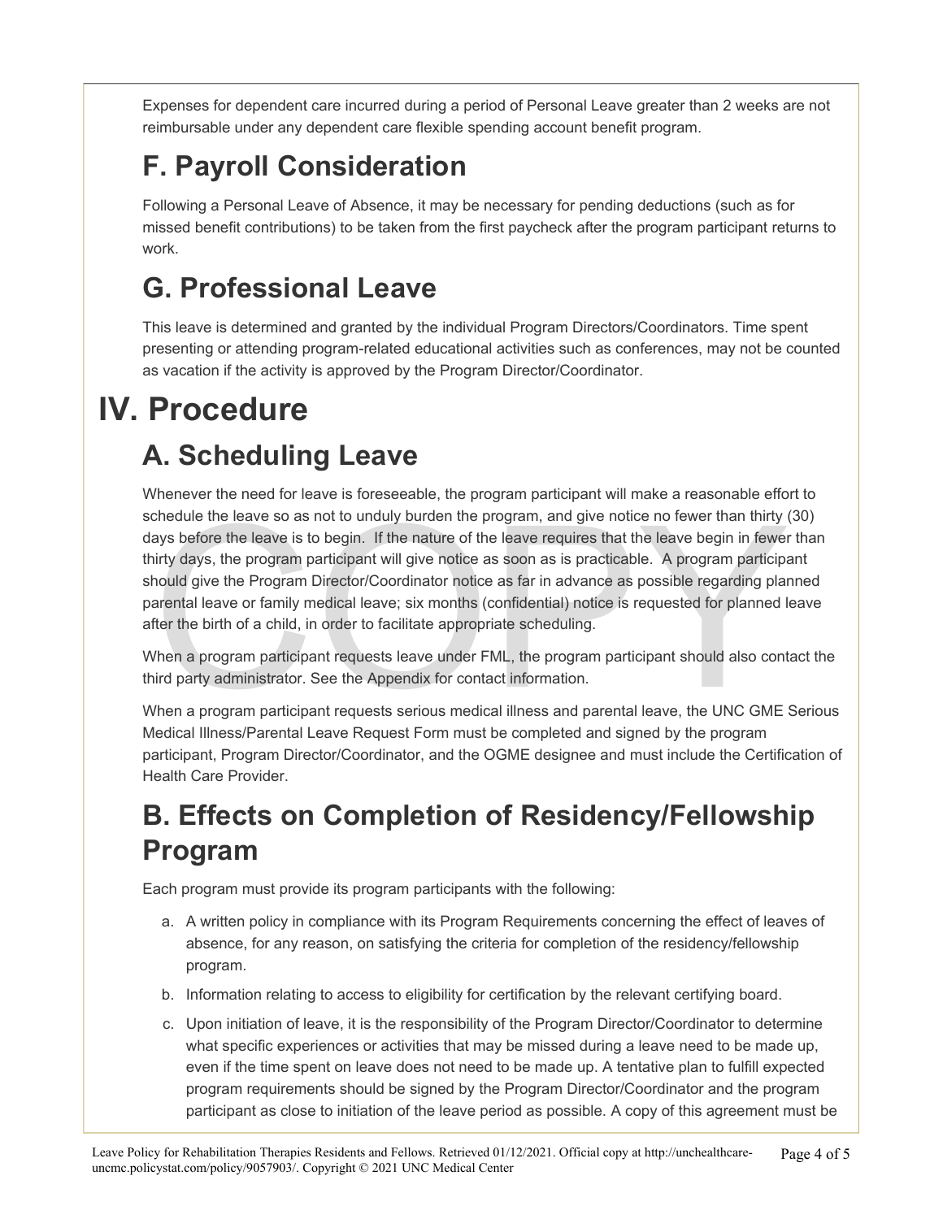Expenses for dependent care incurred during a period of Personal Leave greater than 2 weeks are not reimbursable under any dependent care flexible spending account benefit program.

## F. Payroll Consideration

Following a Personal Leave of Absence, it may be necessary for pending deductions (such as for missed benefit contributions) to be taken from the first paycheck after the program participant returns to work.

## G. Professional Leave

This leave is determined and granted by the individual Program Directors/Coordinators. Time spent presenting or attending program-related educational activities such as conferences, may not be counted as vacation if the activity is approved by the Program Director/Coordinator.

# IV. Procedure

## A. Scheduling Leave

Whenever the need for leave is foreseeable, the program participant will make a reasonable effort to schedule the leave so as not to unduly burden the program, and give notice no fewer than thirty (30) days before the leave is to begin. If the nature of the leave requires that the leave begin in fewer than thirty days, the program participant will give notice as soon as is practicable. A program participant should give the Program Director/Coordinator notice as far in advance as possible regarding planned parental leave or family medical leave; six months (confidential) notice is requested for planned leave after the birth of a child, in order to facilitate appropriate scheduling.

When a program participant requests leave under FML, the program participant should also contact the third party administrator. See the Appendix for contact information.

When a program participant requests serious medical illness and parental leave, the UNC GME Serious Medical Illness/Parental Leave Request Form must be completed and signed by the program participant, Program Director/Coordinator, and the OGME designee and must include the Certification of Health Care Provider.

## B. Effects on Completion of Residency/Fellowship Program

Each program must provide its program participants with the following:

a. A written policy in compliance with its Program Requirements concerning the effect of leaves of absence, for any reason, on satisfying the criteria for completion of the residency/fellowship program.

b. Information relating to access to eligibility for certification by the relevant certifying board.

c. Upon initiation of leave, it is the responsibility of the Program Director/Coordinator to determine what specific experiences or activities that may be missed during a leave need to be made up, even if the time spent on leave does not need to be made up. A tentative plan to fulfill expected program requirements should be signed by the Program Director/Coordinator and the program participant as close to initiation of the leave period as possible. A copy of this agreement must be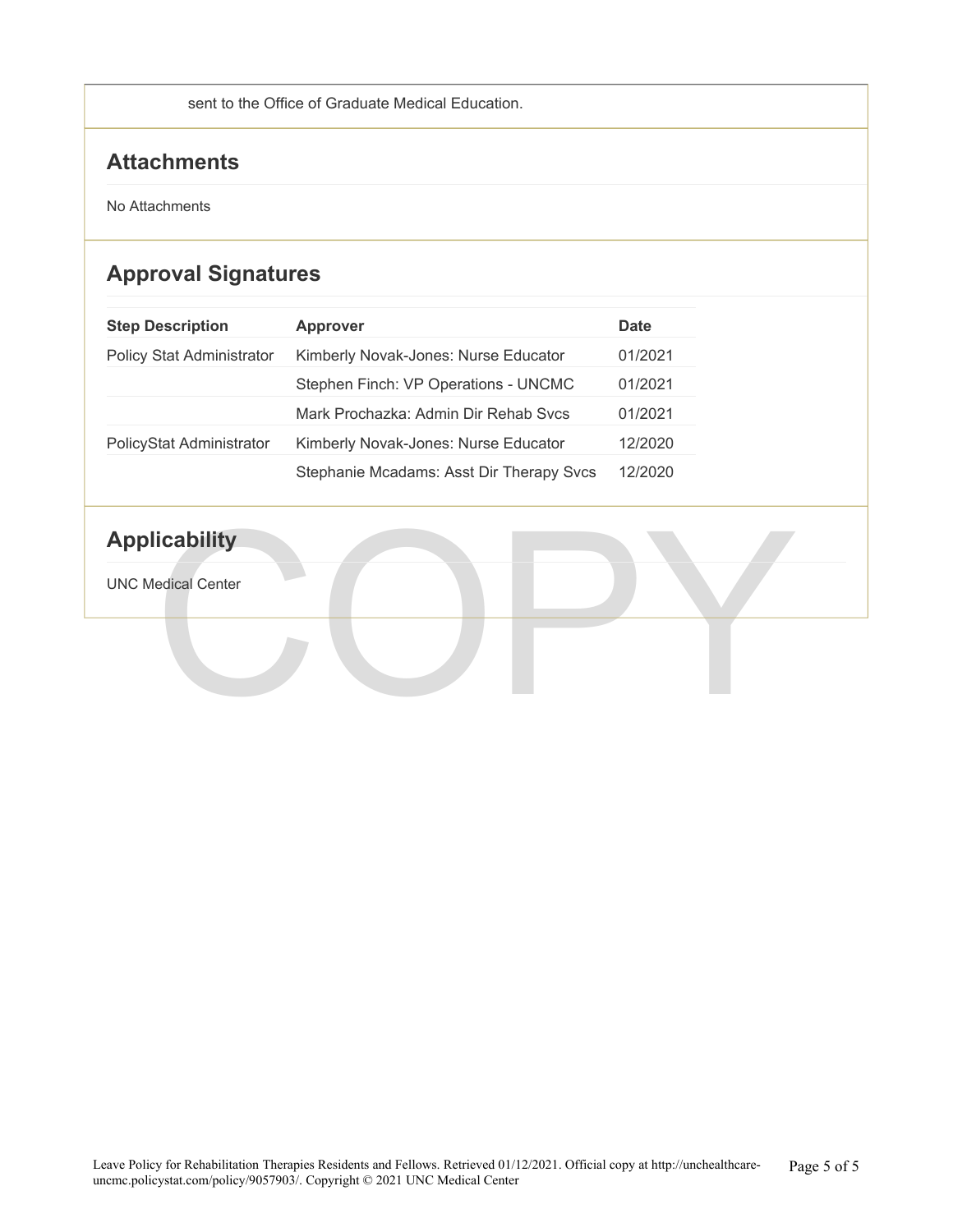sent to the Office of Graduate Medical Education.

## Attachments

No Attachments

## Approval Signatures

| Step Description | Approver | Date |
|---|---|---|
| Policy Stat Administrator | Kimberly Novak-Jones: Nurse Educator | 01/2021 |
| | Stephen Finch: VP Operations - UNCMC | 01/2021 |
| | Mark Prochazka: Admin Dir Rehab Svcs | 01/2021 |
| PolicyStat Administrator | Kimberly Novak-Jones: Nurse Educator | 12/2020 |
| | Stephanie Mcadams: Asst Dir Therapy Svcs | 12/2020 |

## Applicability

UNC Medical Center